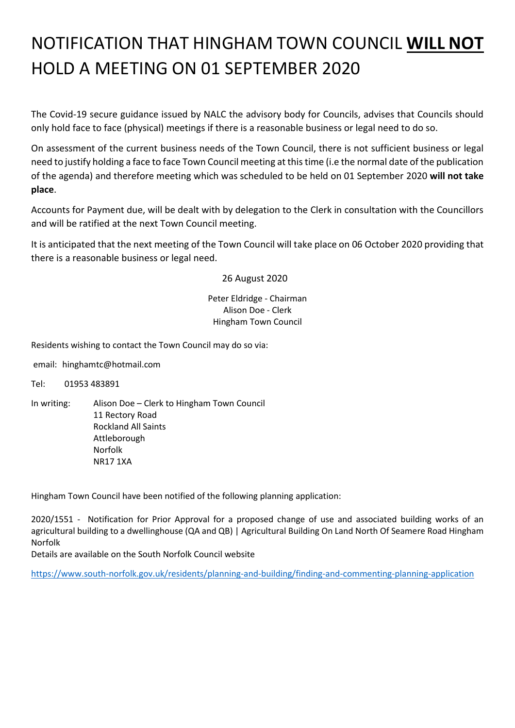# NOTIFICATION THAT HINGHAM TOWN COUNCIL **WILL NOT** HOLD A MEETING ON 01 SEPTEMBER 2020

The Covid-19 secure guidance issued by NALC the advisory body for Councils, advises that Councils should only hold face to face (physical) meetings if there is a reasonable business or legal need to do so.

On assessment of the current business needs of the Town Council, there is not sufficient business or legal need to justify holding a face to face Town Council meeting at this time (i.e the normal date of the publication of the agenda) and therefore meeting which was scheduled to be held on 01 September 2020 **will not take place**.

Accounts for Payment due, will be dealt with by delegation to the Clerk in consultation with the Councillors and will be ratified at the next Town Council meeting.

It is anticipated that the next meeting of the Town Council will take place on 06 October 2020 providing that there is a reasonable business or legal need.

26 August 2020

Peter Eldridge - Chairman
Alison Doe - Clerk
Hingham Town Council

Residents wishing to contact the Town Council may do so via:

email: hinghamtc@hotmail.com

Tel: 01953 483891

In writing: Alison Doe – Clerk to Hingham Town Council
11 Rectory Road
Rockland All Saints
Attleborough
Norfolk
NR17 1XA

Hingham Town Council have been notified of the following planning application:

2020/1551 - Notification for Prior Approval for a proposed change of use and associated building works of an agricultural building to a dwellinghouse (QA and QB) | Agricultural Building On Land North Of Seamere Road Hingham Norfolk
Details are available on the South Norfolk Council website

https://www.south-norfolk.gov.uk/residents/planning-and-building/finding-and-commenting-planning-application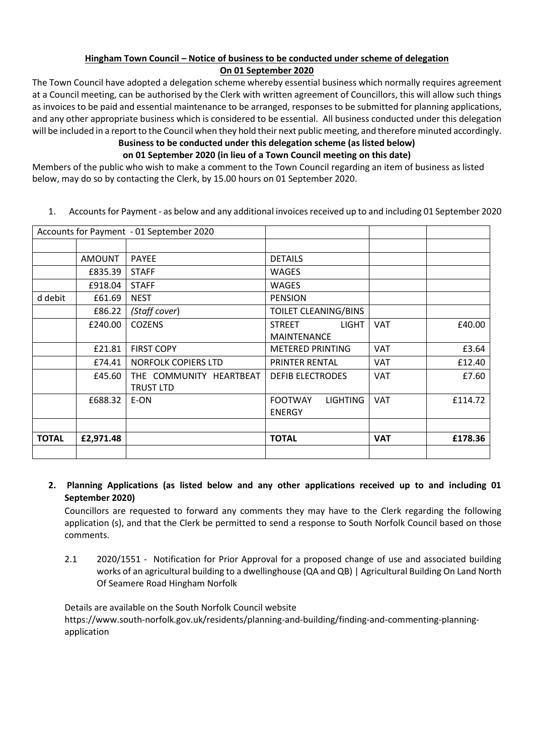**Hingham Town Council – Notice of business to be conducted under scheme of delegation**
**On 01 September 2020**

The Town Council have adopted a delegation scheme whereby essential business which normally requires agreement at a Council meeting, can be authorised by the Clerk with written agreement of Councillors, this will allow such things as invoices to be paid and essential maintenance to be arranged, responses to be submitted for planning applications, and any other appropriate business which is considered to be essential. All business conducted under this delegation will be included in a report to the Council when they hold their next public meeting, and therefore minuted accordingly.

**Business to be conducted under this delegation scheme (as listed below)**
**on 01 September 2020 (in lieu of a Town Council meeting on this date)**

Members of the public who wish to make a comment to the Town Council regarding an item of business as listed below, may do so by contacting the Clerk, by 15.00 hours on 01 September 2020.

1. Accounts for Payment - as below and any additional invoices received up to and including 01 September 2020

| Accounts for Payment - 01 September 2020 | | | | | |
|---|---|---|---|---|---|
| | | | | | |
| | AMOUNT | PAYEE | DETAILS | | |
| | £835.39 | STAFF | WAGES | | |
| | £918.04 | STAFF | WAGES | | |
| d debit | £61.69 | NEST | PENSION | | |
| | £86.22 | *(Staff cover)* | TOILET CLEANING/BINS | | |
| | £240.00 | COZENS | STREET LIGHT MAINTENANCE | VAT | £40.00 |
| | £21.81 | FIRST COPY | METERED PRINTING | VAT | £3.64 |
| | £74.41 | NORFOLK COPIERS LTD | PRINTER RENTAL | VAT | £12.40 |
| | £45.60 | THE COMMUNITY HEARTBEAT TRUST LTD | DEFIB ELECTRODES | VAT | £7.60 |
| | £688.32 | E-ON | FOOTWAY LIGHTING ENERGY | VAT | £114.72 |
| | | | | | |
| **TOTAL** | **£2,971.48** | | **TOTAL** | **VAT** | **£178.36** |
| | | | | | |

**2. Planning Applications (as listed below and any other applications received up to and including 01 September 2020)**

Councillors are requested to forward any comments they may have to the Clerk regarding the following application (s), and that the Clerk be permitted to send a response to South Norfolk Council based on those comments.

2.1 2020/1551 - Notification for Prior Approval for a proposed change of use and associated building works of an agricultural building to a dwellinghouse (QA and QB) | Agricultural Building On Land North Of Seamere Road Hingham Norfolk

Details are available on the South Norfolk Council website
https://www.south-norfolk.gov.uk/residents/planning-and-building/finding-and-commenting-planning-application